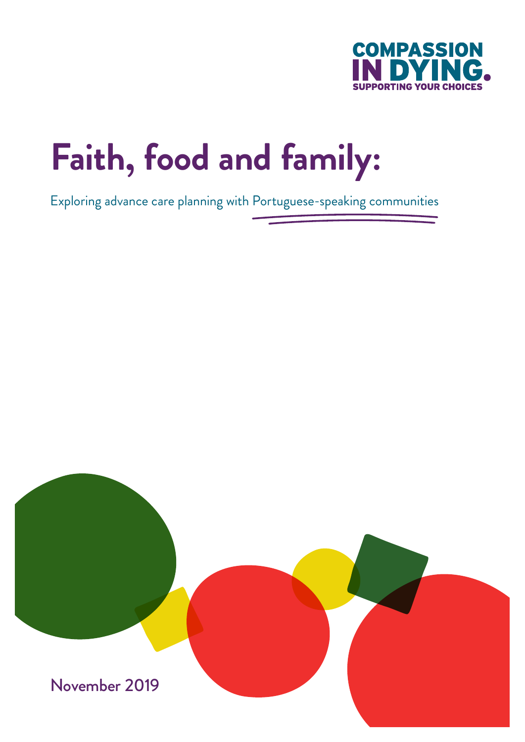COMPASSION IN DYING.
SUPPORTING YOUR CHOICES

# Faith, food and family:

Exploring advance care planning with Portuguese-speaking communities

November 2019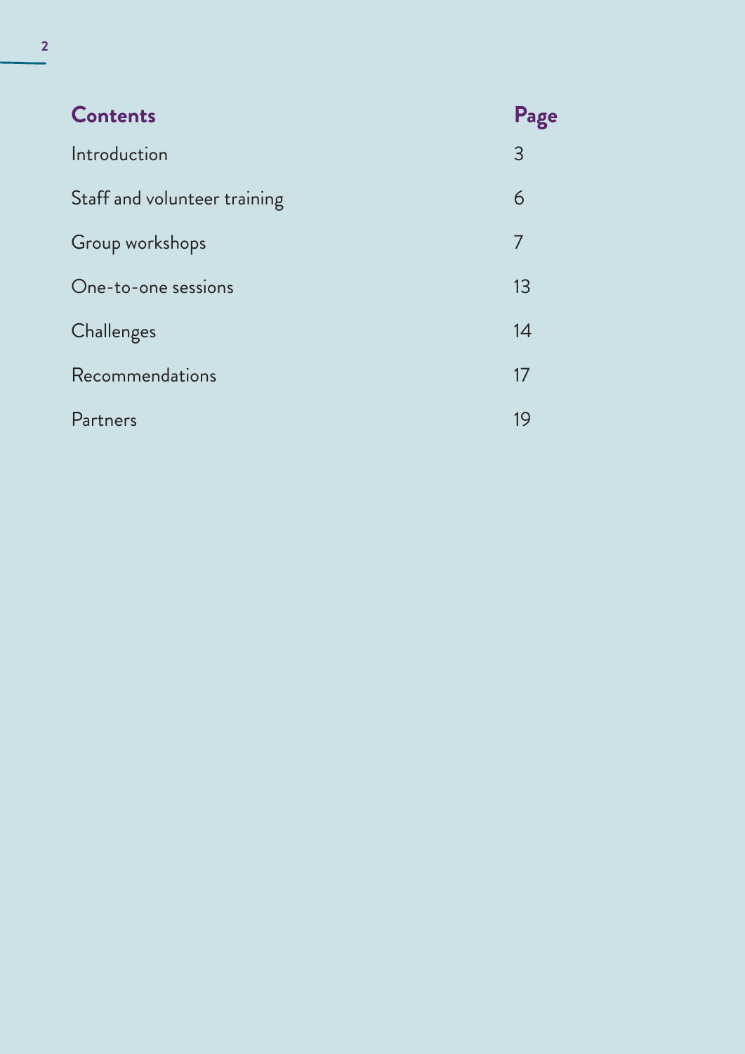## Contents

| Contents | Page |
| --- | --- |
| Introduction | 3 |
| Staff and volunteer training | 6 |
| Group workshops | 7 |
| One-to-one sessions | 13 |
| Challenges | 14 |
| Recommendations | 17 |
| Partners | 19 |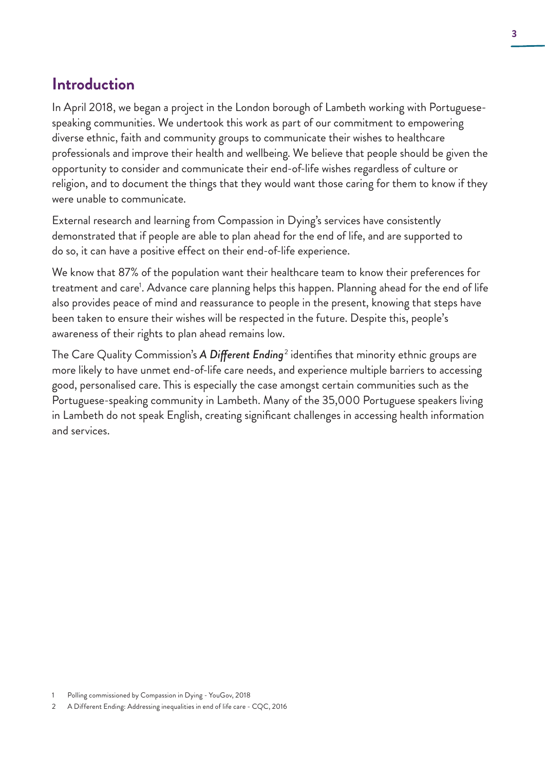## Introduction

In April 2018, we began a project in the London borough of Lambeth working with Portuguese-speaking communities. We undertook this work as part of our commitment to empowering diverse ethnic, faith and community groups to communicate their wishes to healthcare professionals and improve their health and wellbeing. We believe that people should be given the opportunity to consider and communicate their end-of-life wishes regardless of culture or religion, and to document the things that they would want those caring for them to know if they were unable to communicate.

External research and learning from Compassion in Dying's services have consistently demonstrated that if people are able to plan ahead for the end of life, and are supported to do so, it can have a positive effect on their end-of-life experience.

We know that 87% of the population want their healthcare team to know their preferences for treatment and care[1]. Advance care planning helps this happen. Planning ahead for the end of life also provides peace of mind and reassurance to people in the present, knowing that steps have been taken to ensure their wishes will be respected in the future. Despite this, people's awareness of their rights to plan ahead remains low.

The Care Quality Commission's ***A Different Ending***[2] identifies that minority ethnic groups are more likely to have unmet end-of-life care needs, and experience multiple barriers to accessing good, personalised care. This is especially the case amongst certain communities such as the Portuguese-speaking community in Lambeth. Many of the 35,000 Portuguese speakers living in Lambeth do not speak English, creating significant challenges in accessing health information and services.

1 Polling commissioned by Compassion in Dying - YouGov, 2018

2 A Different Ending: Addressing inequalities in end of life care - CQC, 2016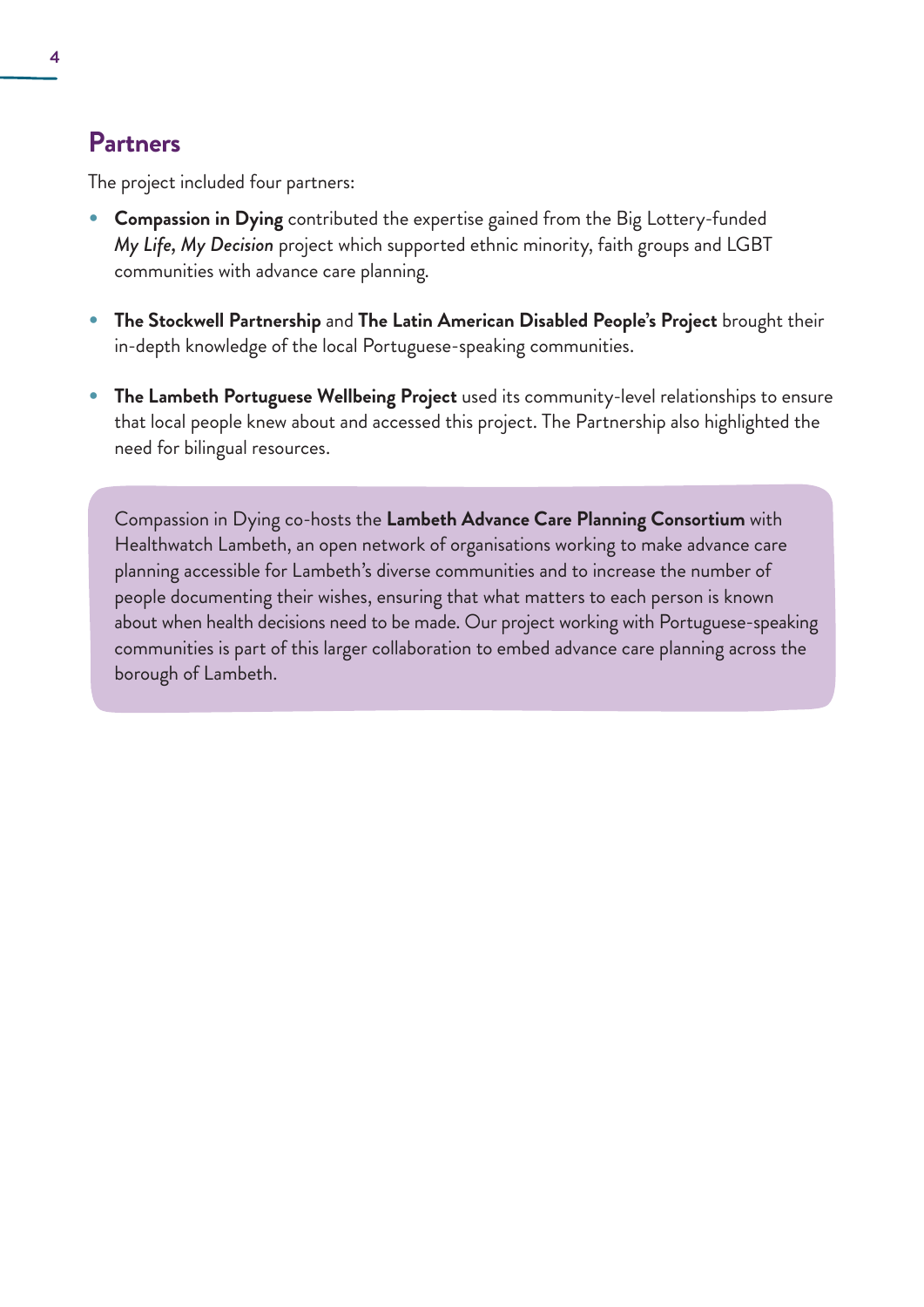## Partners

The project included four partners:

- **Compassion in Dying** contributed the expertise gained from the Big Lottery-funded *My Life, My Decision* project which supported ethnic minority, faith groups and LGBT communities with advance care planning.
- **The Stockwell Partnership** and **The Latin American Disabled People's Project** brought their in-depth knowledge of the local Portuguese-speaking communities.
- **The Lambeth Portuguese Wellbeing Project** used its community-level relationships to ensure that local people knew about and accessed this project. The Partnership also highlighted the need for bilingual resources.

Compassion in Dying co-hosts the **Lambeth Advance Care Planning Consortium** with Healthwatch Lambeth, an open network of organisations working to make advance care planning accessible for Lambeth's diverse communities and to increase the number of people documenting their wishes, ensuring that what matters to each person is known about when health decisions need to be made. Our project working with Portuguese-speaking communities is part of this larger collaboration to embed advance care planning across the borough of Lambeth.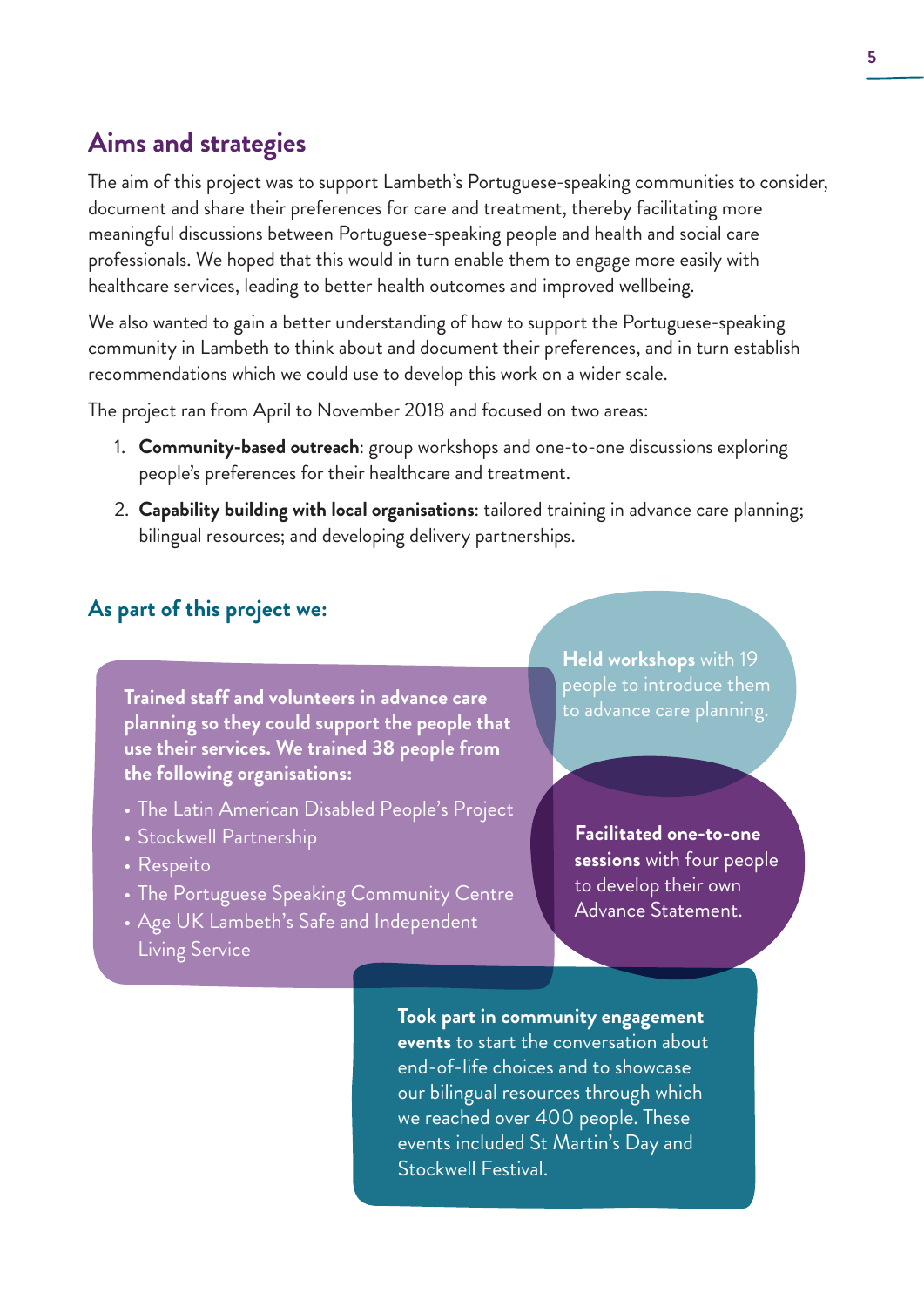## Aims and strategies

The aim of this project was to support Lambeth's Portuguese-speaking communities to consider, document and share their preferences for care and treatment, thereby facilitating more meaningful discussions between Portuguese-speaking people and health and social care professionals. We hoped that this would in turn enable them to engage more easily with healthcare services, leading to better health outcomes and improved wellbeing.

We also wanted to gain a better understanding of how to support the Portuguese-speaking community in Lambeth to think about and document their preferences, and in turn establish recommendations which we could use to develop this work on a wider scale.

The project ran from April to November 2018 and focused on two areas:

1. **Community-based outreach**: group workshops and one-to-one discussions exploring people's preferences for their healthcare and treatment.
2. **Capability building with local organisations**: tailored training in advance care planning; bilingual resources; and developing delivery partnerships.

### As part of this project we:

**Trained staff and volunteers in advance care planning so they could support the people that use their services. We trained 38 people from the following organisations:**

- The Latin American Disabled People's Project
- Stockwell Partnership
- Respeito
- The Portuguese Speaking Community Centre
- Age UK Lambeth's Safe and Independent Living Service

**Held workshops** with 19 people to introduce them to advance care planning.

**Facilitated one-to-one sessions** with four people to develop their own Advance Statement.

**Took part in community engagement events** to start the conversation about end-of-life choices and to showcase our bilingual resources through which we reached over 400 people. These events included St Martin's Day and Stockwell Festival.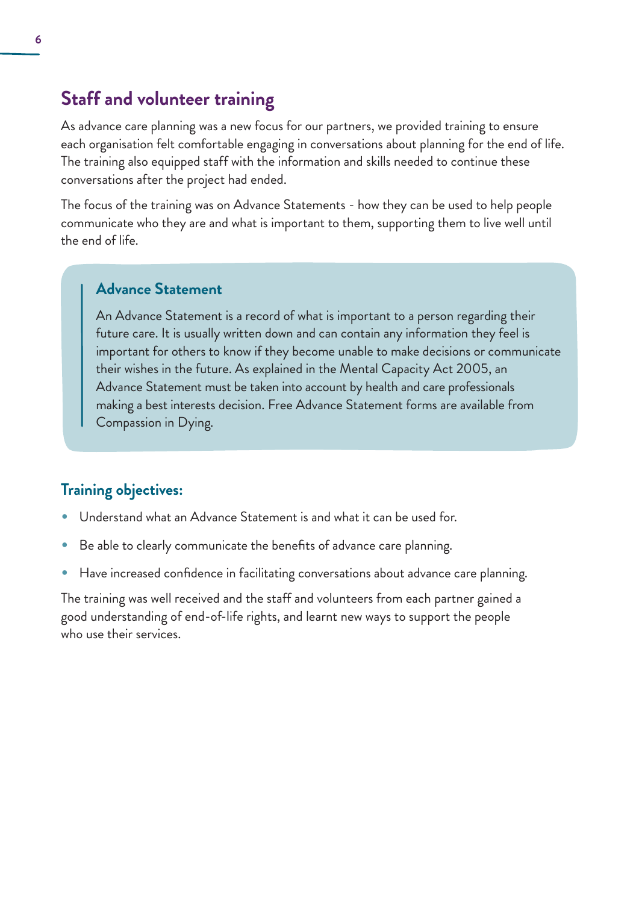## Staff and volunteer training

As advance care planning was a new focus for our partners, we provided training to ensure each organisation felt comfortable engaging in conversations about planning for the end of life. The training also equipped staff with the information and skills needed to continue these conversations after the project had ended.

The focus of the training was on Advance Statements - how they can be used to help people communicate who they are and what is important to them, supporting them to live well until the end of life.

> ### Advance Statement
>
> An Advance Statement is a record of what is important to a person regarding their future care. It is usually written down and can contain any information they feel is important for others to know if they become unable to make decisions or communicate their wishes in the future. As explained in the Mental Capacity Act 2005, an Advance Statement must be taken into account by health and care professionals making a best interests decision. Free Advance Statement forms are available from Compassion in Dying.

### Training objectives:

- Understand what an Advance Statement is and what it can be used for.
- Be able to clearly communicate the benefits of advance care planning.
- Have increased confidence in facilitating conversations about advance care planning.

The training was well received and the staff and volunteers from each partner gained a good understanding of end-of-life rights, and learnt new ways to support the people who use their services.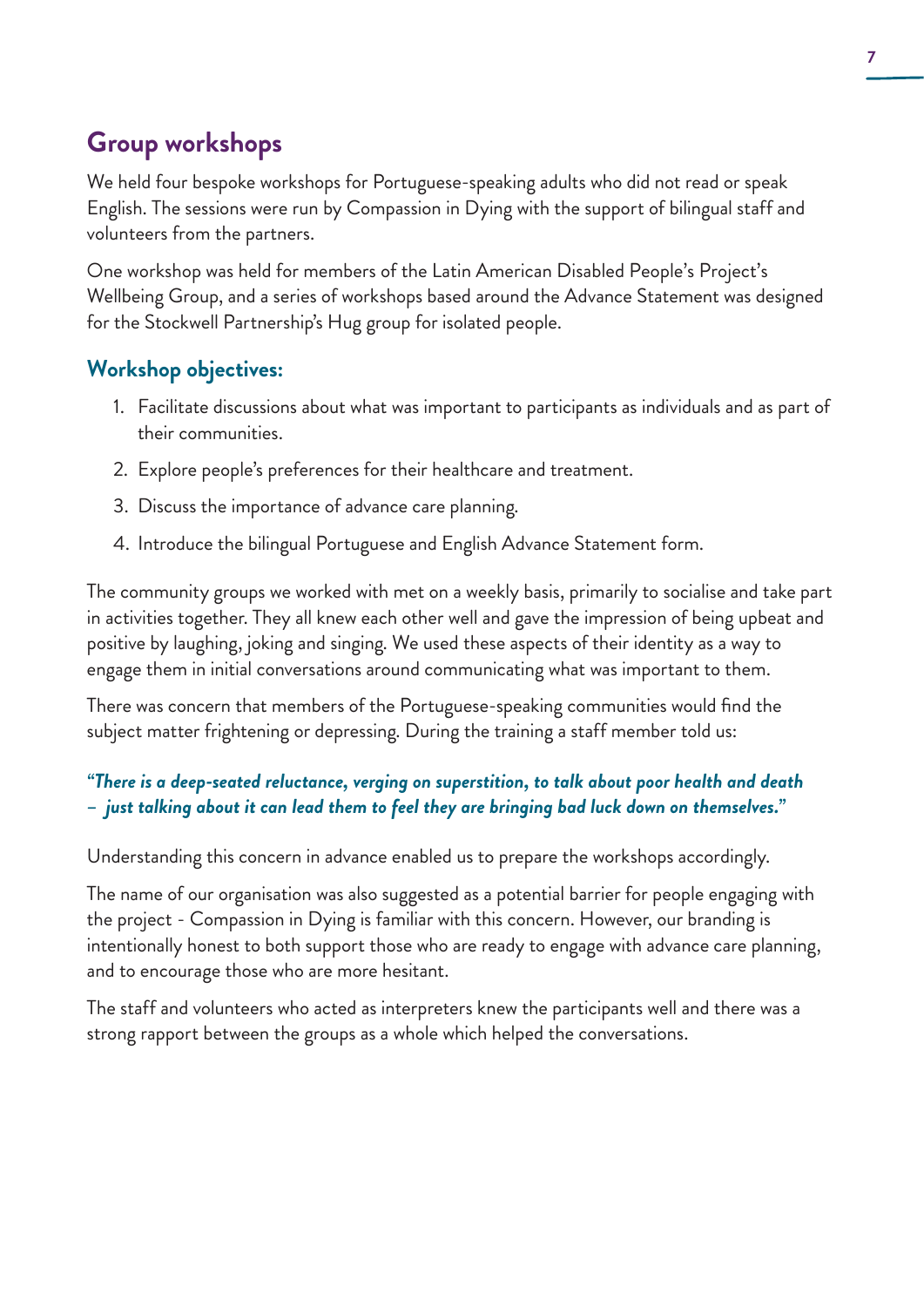## Group workshops

We held four bespoke workshops for Portuguese-speaking adults who did not read or speak English. The sessions were run by Compassion in Dying with the support of bilingual staff and volunteers from the partners.

One workshop was held for members of the Latin American Disabled People's Project's Wellbeing Group, and a series of workshops based around the Advance Statement was designed for the Stockwell Partnership's Hug group for isolated people.

### Workshop objectives:

1. Facilitate discussions about what was important to participants as individuals and as part of their communities.
2. Explore people's preferences for their healthcare and treatment.
3. Discuss the importance of advance care planning.
4. Introduce the bilingual Portuguese and English Advance Statement form.

The community groups we worked with met on a weekly basis, primarily to socialise and take part in activities together. They all knew each other well and gave the impression of being upbeat and positive by laughing, joking and singing. We used these aspects of their identity as a way to engage them in initial conversations around communicating what was important to them.

There was concern that members of the Portuguese-speaking communities would find the subject matter frightening or depressing. During the training a staff member told us:

***"There is a deep-seated reluctance, verging on superstition, to talk about poor health and death – just talking about it can lead them to feel they are bringing bad luck down on themselves."***

Understanding this concern in advance enabled us to prepare the workshops accordingly.

The name of our organisation was also suggested as a potential barrier for people engaging with the project - Compassion in Dying is familiar with this concern. However, our branding is intentionally honest to both support those who are ready to engage with advance care planning, and to encourage those who are more hesitant.

The staff and volunteers who acted as interpreters knew the participants well and there was a strong rapport between the groups as a whole which helped the conversations.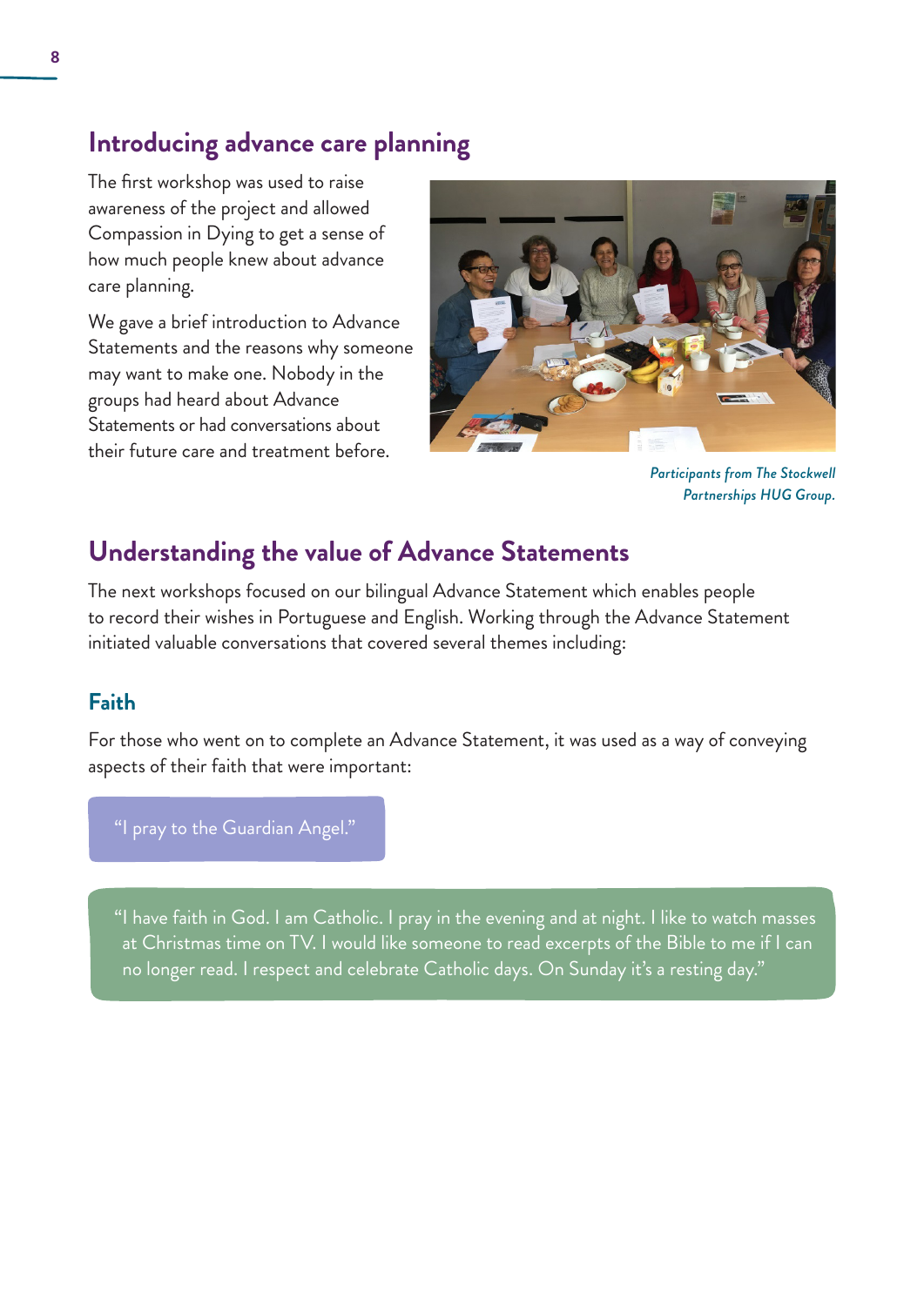## Introducing advance care planning

The first workshop was used to raise awareness of the project and allowed Compassion in Dying to get a sense of how much people knew about advance care planning.

We gave a brief introduction to Advance Statements and the reasons why someone may want to make one. Nobody in the groups had heard about Advance Statements or had conversations about their future care and treatment before.

*Participants from The Stockwell Partnerships HUG Group.*

## Understanding the value of Advance Statements

The next workshops focused on our bilingual Advance Statement which enables people to record their wishes in Portuguese and English. Working through the Advance Statement initiated valuable conversations that covered several themes including:

### Faith

For those who went on to complete an Advance Statement, it was used as a way of conveying aspects of their faith that were important:

> "I pray to the Guardian Angel."

> "I have faith in God. I am Catholic. I pray in the evening and at night. I like to watch masses at Christmas time on TV. I would like someone to read excerpts of the Bible to me if I can no longer read. I respect and celebrate Catholic days. On Sunday it's a resting day."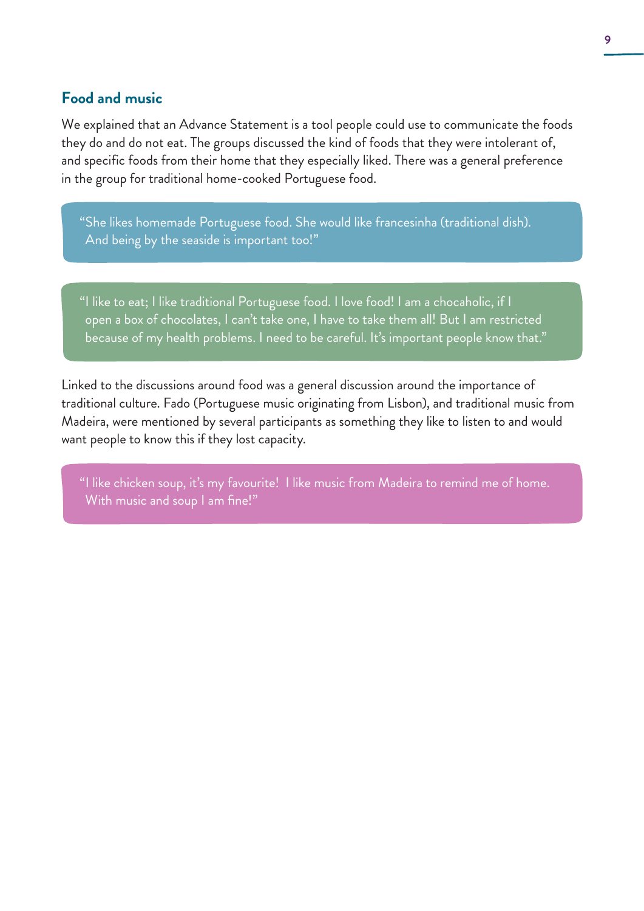## Food and music

We explained that an Advance Statement is a tool people could use to communicate the foods they do and do not eat. The groups discussed the kind of foods that they were intolerant of, and specific foods from their home that they especially liked. There was a general preference in the group for traditional home-cooked Portuguese food.

> "She likes homemade Portuguese food. She would like francesinha (traditional dish). And being by the seaside is important too!"

> "I like to eat; I like traditional Portuguese food. I love food! I am a chocaholic, if I open a box of chocolates, I can't take one, I have to take them all! But I am restricted because of my health problems. I need to be careful. It's important people know that."

Linked to the discussions around food was a general discussion around the importance of traditional culture. Fado (Portuguese music originating from Lisbon), and traditional music from Madeira, were mentioned by several participants as something they like to listen to and would want people to know this if they lost capacity.

> "I like chicken soup, it's my favourite! I like music from Madeira to remind me of home. With music and soup I am fine!"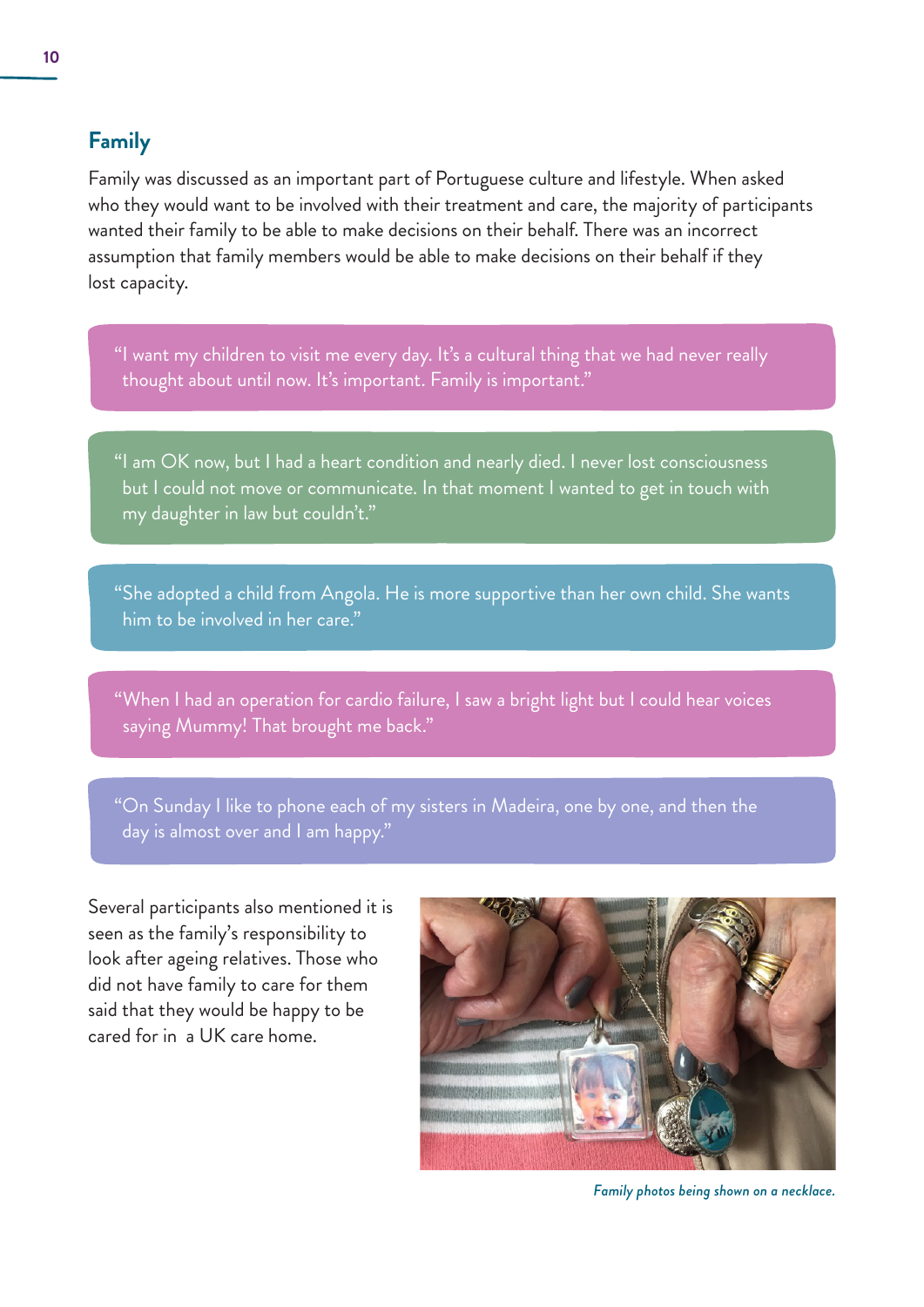## Family

Family was discussed as an important part of Portuguese culture and lifestyle. When asked who they would want to be involved with their treatment and care, the majority of participants wanted their family to be able to make decisions on their behalf. There was an incorrect assumption that family members would be able to make decisions on their behalf if they lost capacity.

> "I want my children to visit me every day. It's a cultural thing that we had never really thought about until now. It's important. Family is important."

> "I am OK now, but I had a heart condition and nearly died. I never lost consciousness but I could not move or communicate. In that moment I wanted to get in touch with my daughter in law but couldn't."

> "She adopted a child from Angola. He is more supportive than her own child. She wants him to be involved in her care."

> "When I had an operation for cardio failure, I saw a bright light but I could hear voices saying Mummy! That brought me back."

> "On Sunday I like to phone each of my sisters in Madeira, one by one, and then the day is almost over and I am happy."

Several participants also mentioned it is seen as the family's responsibility to look after ageing relatives. Those who did not have family to care for them said that they would be happy to be cared for in a UK care home.

*Family photos being shown on a necklace.*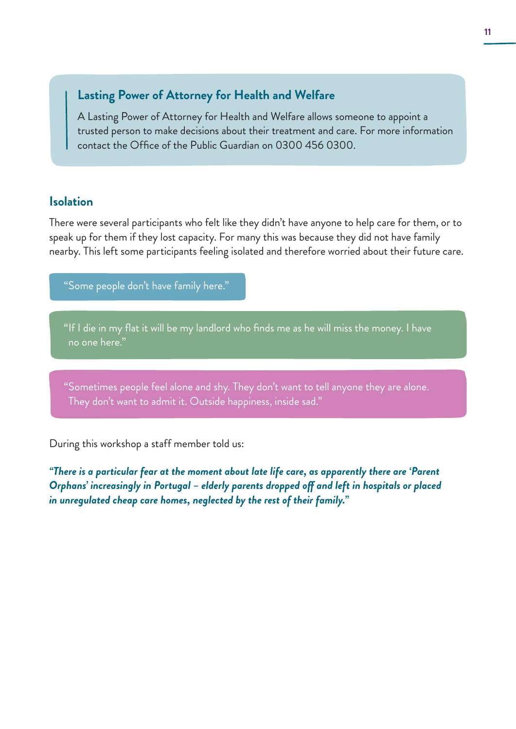### Lasting Power of Attorney for Health and Welfare

A Lasting Power of Attorney for Health and Welfare allows someone to appoint a trusted person to make decisions about their treatment and care. For more information contact the Office of the Public Guardian on 0300 456 0300.

## Isolation

There were several participants who felt like they didn't have anyone to help care for them, or to speak up for them if they lost capacity. For many this was because they did not have family nearby. This left some participants feeling isolated and therefore worried about their future care.

> "Some people don't have family here."

> "If I die in my flat it will be my landlord who finds me as he will miss the money. I have no one here."

> "Sometimes people feel alone and shy. They don't want to tell anyone they are alone. They don't want to admit it. Outside happiness, inside sad."

During this workshop a staff member told us:

***"There is a particular fear at the moment about late life care, as apparently there are 'Parent Orphans' increasingly in Portugal – elderly parents dropped off and left in hospitals or placed in unregulated cheap care homes, neglected by the rest of their family."***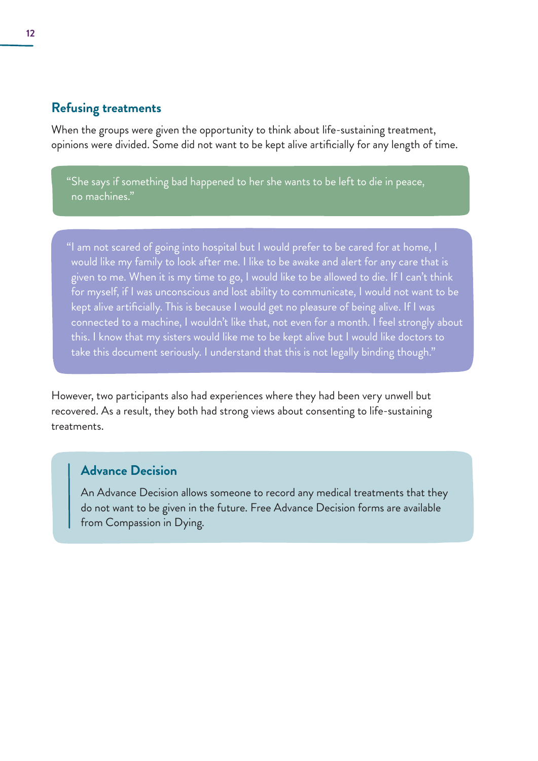## Refusing treatments

When the groups were given the opportunity to think about life-sustaining treatment, opinions were divided. Some did not want to be kept alive artificially for any length of time.

> "She says if something bad happened to her she wants to be left to die in peace, no machines."

> "I am not scared of going into hospital but I would prefer to be cared for at home, I would like my family to look after me. I like to be awake and alert for any care that is given to me. When it is my time to go, I would like to be allowed to die. If I can't think for myself, if I was unconscious and lost ability to communicate, I would not want to be kept alive artificially. This is because I would get no pleasure of being alive. If I was connected to a machine, I wouldn't like that, not even for a month. I feel strongly about this. I know that my sisters would like me to be kept alive but I would like doctors to take this document seriously. I understand that this is not legally binding though."

However, two participants also had experiences where they had been very unwell but recovered. As a result, they both had strong views about consenting to life-sustaining treatments.

### Advance Decision

An Advance Decision allows someone to record any medical treatments that they do not want to be given in the future. Free Advance Decision forms are available from Compassion in Dying.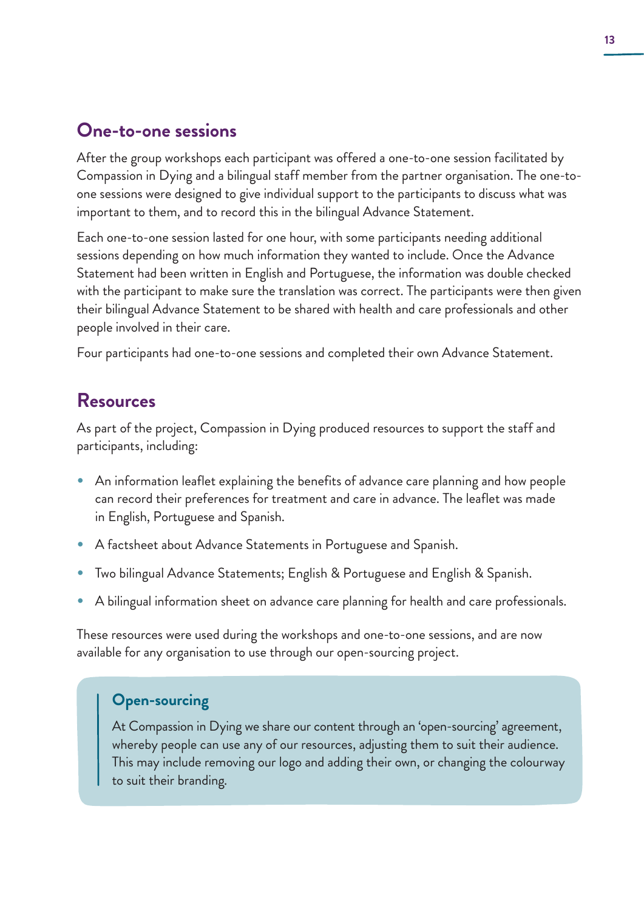## One-to-one sessions

After the group workshops each participant was offered a one-to-one session facilitated by Compassion in Dying and a bilingual staff member from the partner organisation. The one-to-one sessions were designed to give individual support to the participants to discuss what was important to them, and to record this in the bilingual Advance Statement.

Each one-to-one session lasted for one hour, with some participants needing additional sessions depending on how much information they wanted to include. Once the Advance Statement had been written in English and Portuguese, the information was double checked with the participant to make sure the translation was correct. The participants were then given their bilingual Advance Statement to be shared with health and care professionals and other people involved in their care.

Four participants had one-to-one sessions and completed their own Advance Statement.

## Resources

As part of the project, Compassion in Dying produced resources to support the staff and participants, including:

- An information leaflet explaining the benefits of advance care planning and how people can record their preferences for treatment and care in advance. The leaflet was made in English, Portuguese and Spanish.
- A factsheet about Advance Statements in Portuguese and Spanish.
- Two bilingual Advance Statements; English & Portuguese and English & Spanish.
- A bilingual information sheet on advance care planning for health and care professionals.

These resources were used during the workshops and one-to-one sessions, and are now available for any organisation to use through our open-sourcing project.

> ### Open-sourcing
>
> At Compassion in Dying we share our content through an 'open-sourcing' agreement, whereby people can use any of our resources, adjusting them to suit their audience. This may include removing our logo and adding their own, or changing the colourway to suit their branding.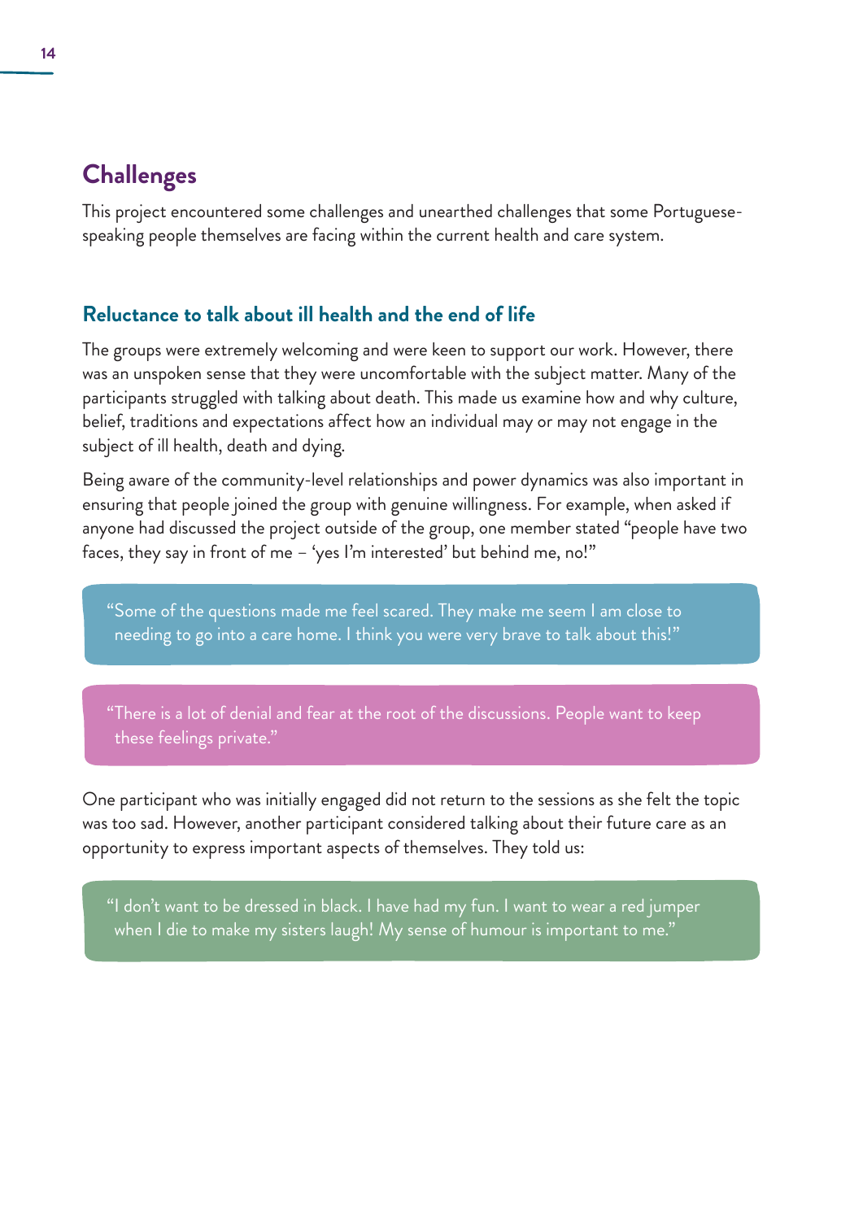## Challenges

This project encountered some challenges and unearthed challenges that some Portuguese-speaking people themselves are facing within the current health and care system.

### Reluctance to talk about ill health and the end of life

The groups were extremely welcoming and were keen to support our work. However, there was an unspoken sense that they were uncomfortable with the subject matter. Many of the participants struggled with talking about death. This made us examine how and why culture, belief, traditions and expectations affect how an individual may or may not engage in the subject of ill health, death and dying.

Being aware of the community-level relationships and power dynamics was also important in ensuring that people joined the group with genuine willingness. For example, when asked if anyone had discussed the project outside of the group, one member stated "people have two faces, they say in front of me – 'yes I'm interested' but behind me, no!"

> "Some of the questions made me feel scared. They make me seem I am close to needing to go into a care home. I think you were very brave to talk about this!"

> "There is a lot of denial and fear at the root of the discussions. People want to keep these feelings private."

One participant who was initially engaged did not return to the sessions as she felt the topic was too sad. However, another participant considered talking about their future care as an opportunity to express important aspects of themselves. They told us:

> "I don't want to be dressed in black. I have had my fun. I want to wear a red jumper when I die to make my sisters laugh! My sense of humour is important to me."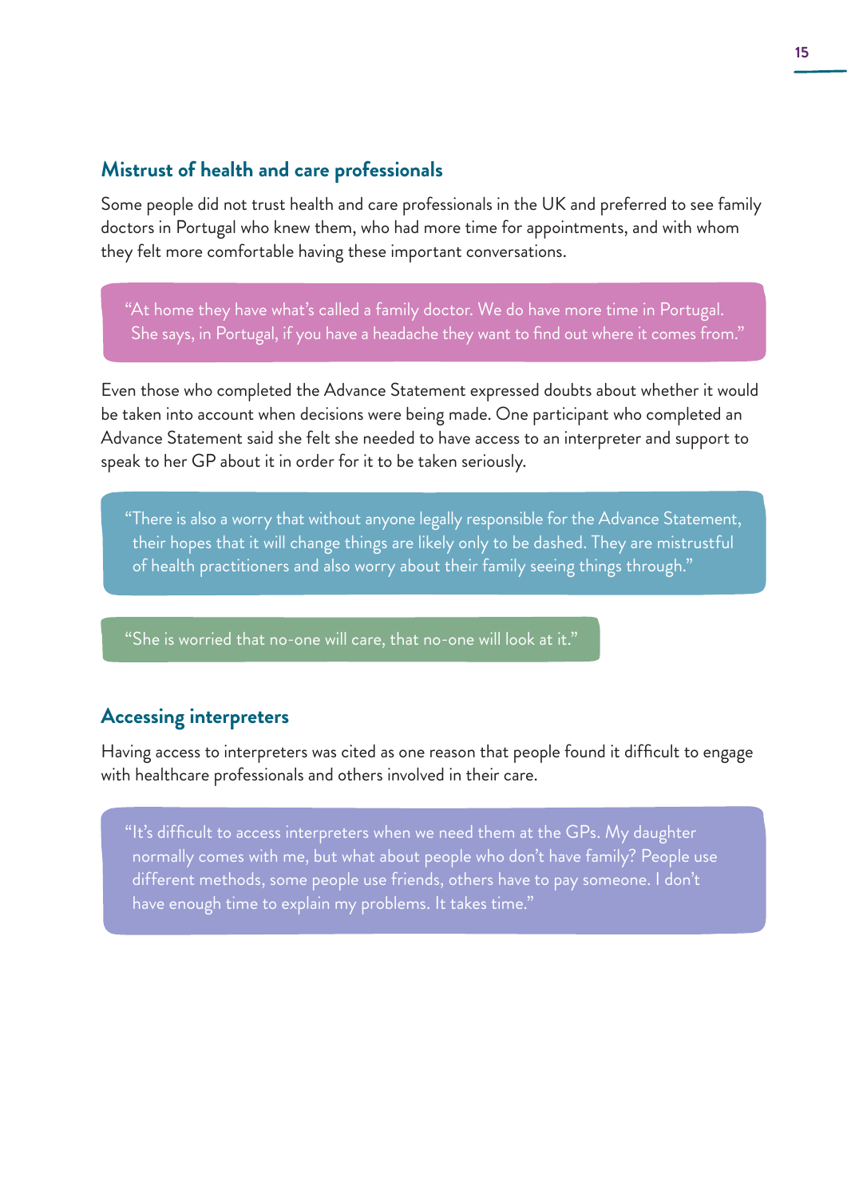## Mistrust of health and care professionals

Some people did not trust health and care professionals in the UK and preferred to see family doctors in Portugal who knew them, who had more time for appointments, and with whom they felt more comfortable having these important conversations.

> "At home they have what's called a family doctor. We do have more time in Portugal. She says, in Portugal, if you have a headache they want to find out where it comes from."

Even those who completed the Advance Statement expressed doubts about whether it would be taken into account when decisions were being made. One participant who completed an Advance Statement said she felt she needed to have access to an interpreter and support to speak to her GP about it in order for it to be taken seriously.

> "There is also a worry that without anyone legally responsible for the Advance Statement, their hopes that it will change things are likely only to be dashed. They are mistrustful of health practitioners and also worry about their family seeing things through."

> "She is worried that no-one will care, that no-one will look at it."

## Accessing interpreters

Having access to interpreters was cited as one reason that people found it difficult to engage with healthcare professionals and others involved in their care.

> "It's difficult to access interpreters when we need them at the GPs. My daughter normally comes with me, but what about people who don't have family? People use different methods, some people use friends, others have to pay someone. I don't have enough time to explain my problems. It takes time."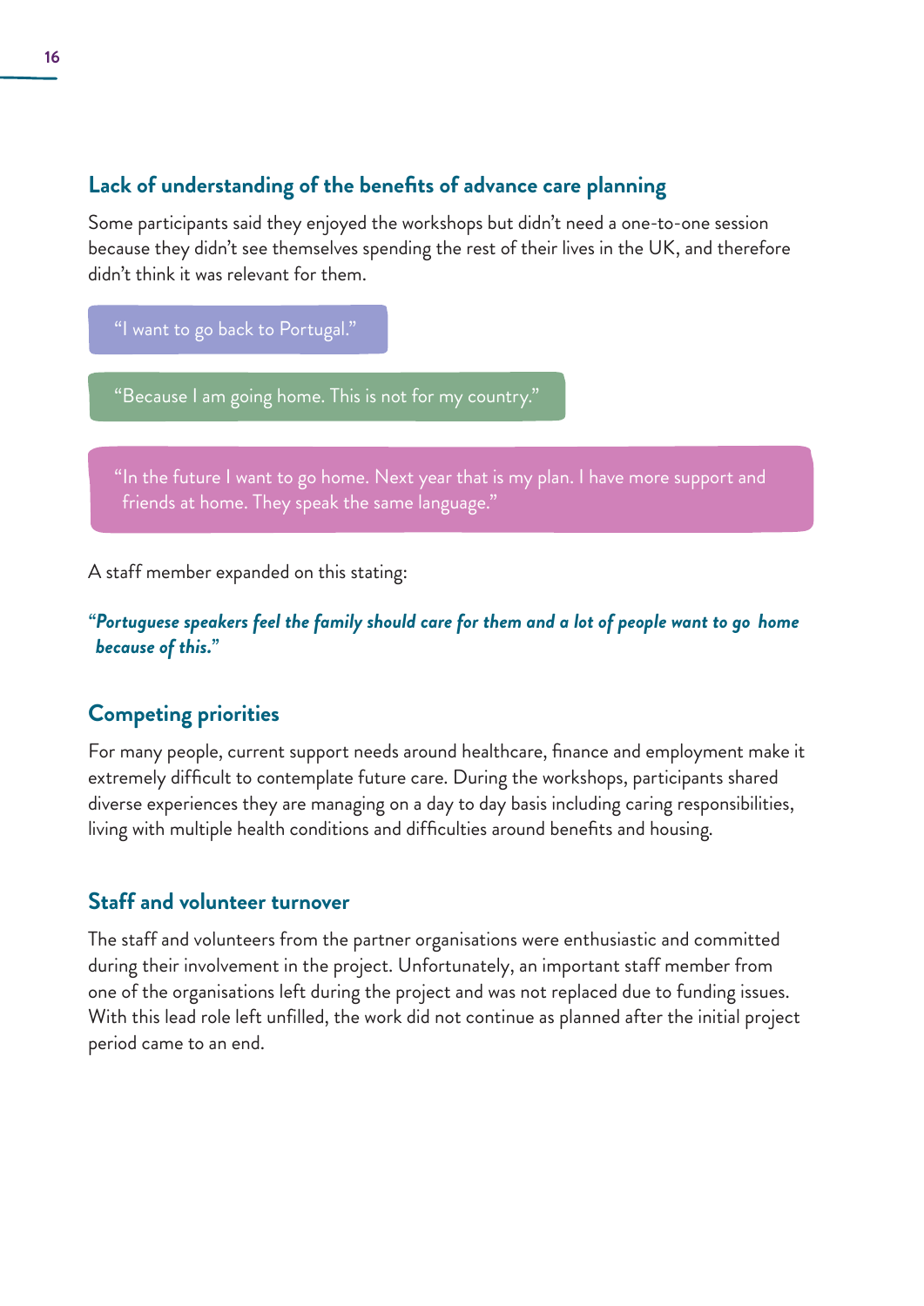## Lack of understanding of the benefits of advance care planning

Some participants said they enjoyed the workshops but didn't need a one-to-one session because they didn't see themselves spending the rest of their lives in the UK, and therefore didn't think it was relevant for them.

> "I want to go back to Portugal."

> "Because I am going home. This is not for my country."

> "In the future I want to go home. Next year that is my plan. I have more support and friends at home. They speak the same language."

A staff member expanded on this stating:

***"Portuguese speakers feel the family should care for them and a lot of people want to go home because of this."***

## Competing priorities

For many people, current support needs around healthcare, finance and employment make it extremely difficult to contemplate future care. During the workshops, participants shared diverse experiences they are managing on a day to day basis including caring responsibilities, living with multiple health conditions and difficulties around benefits and housing.

## Staff and volunteer turnover

The staff and volunteers from the partner organisations were enthusiastic and committed during their involvement in the project. Unfortunately, an important staff member from one of the organisations left during the project and was not replaced due to funding issues. With this lead role left unfilled, the work did not continue as planned after the initial project period came to an end.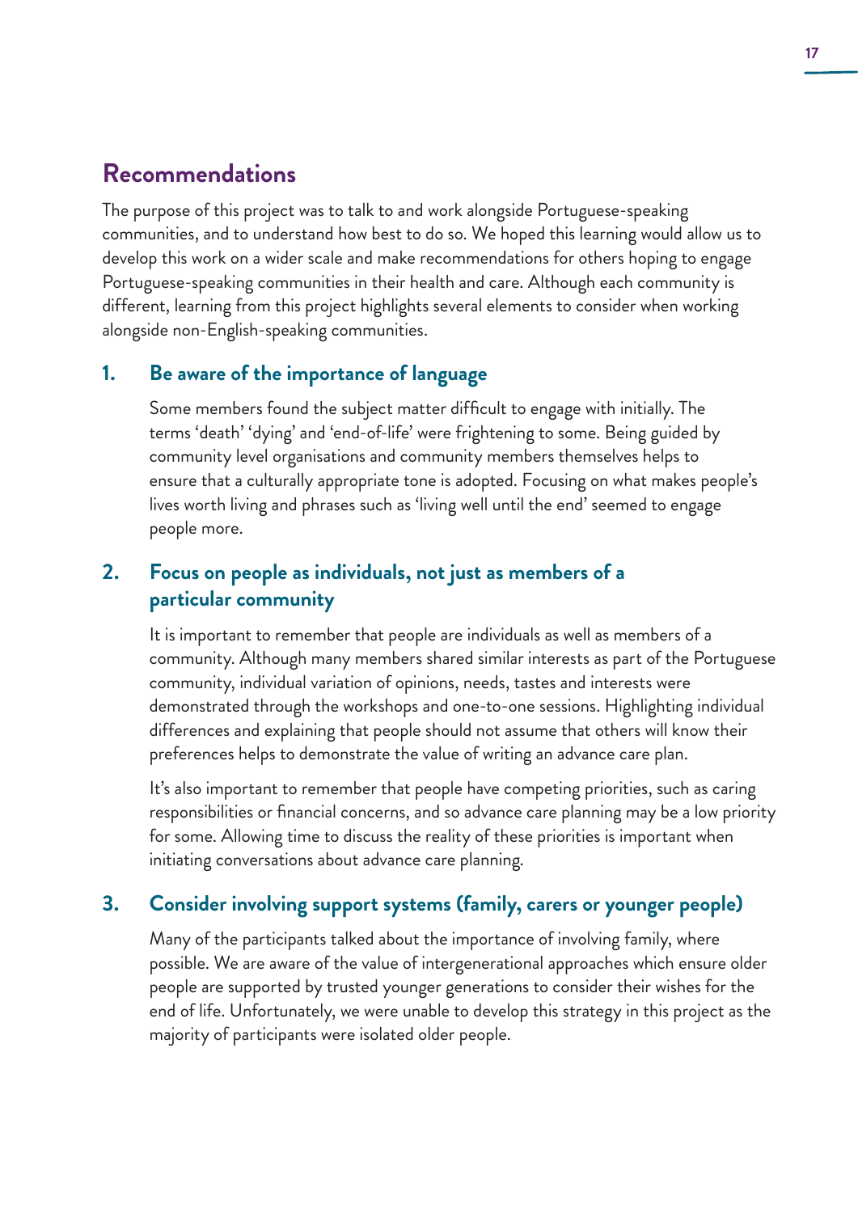## Recommendations

The purpose of this project was to talk to and work alongside Portuguese-speaking communities, and to understand how best to do so. We hoped this learning would allow us to develop this work on a wider scale and make recommendations for others hoping to engage Portuguese-speaking communities in their health and care. Although each community is different, learning from this project highlights several elements to consider when working alongside non-English-speaking communities.

### 1. Be aware of the importance of language

Some members found the subject matter difficult to engage with initially. The terms 'death' 'dying' and 'end-of-life' were frightening to some. Being guided by community level organisations and community members themselves helps to ensure that a culturally appropriate tone is adopted. Focusing on what makes people's lives worth living and phrases such as 'living well until the end' seemed to engage people more.

### 2. Focus on people as individuals, not just as members of a particular community

It is important to remember that people are individuals as well as members of a community. Although many members shared similar interests as part of the Portuguese community, individual variation of opinions, needs, tastes and interests were demonstrated through the workshops and one-to-one sessions. Highlighting individual differences and explaining that people should not assume that others will know their preferences helps to demonstrate the value of writing an advance care plan.

It's also important to remember that people have competing priorities, such as caring responsibilities or financial concerns, and so advance care planning may be a low priority for some. Allowing time to discuss the reality of these priorities is important when initiating conversations about advance care planning.

### 3. Consider involving support systems (family, carers or younger people)

Many of the participants talked about the importance of involving family, where possible. We are aware of the value of intergenerational approaches which ensure older people are supported by trusted younger generations to consider their wishes for the end of life. Unfortunately, we were unable to develop this strategy in this project as the majority of participants were isolated older people.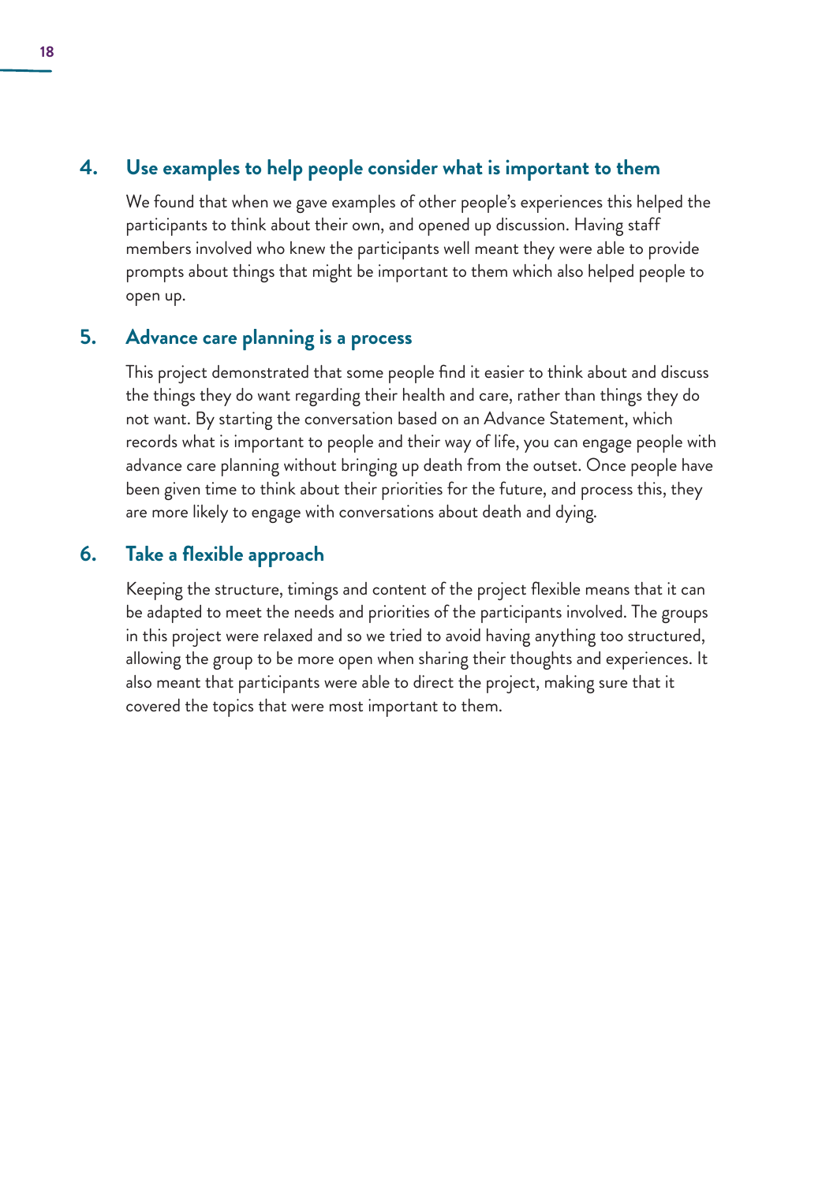### 4. Use examples to help people consider what is important to them

We found that when we gave examples of other people's experiences this helped the participants to think about their own, and opened up discussion. Having staff members involved who knew the participants well meant they were able to provide prompts about things that might be important to them which also helped people to open up.

### 5. Advance care planning is a process

This project demonstrated that some people find it easier to think about and discuss the things they do want regarding their health and care, rather than things they do not want. By starting the conversation based on an Advance Statement, which records what is important to people and their way of life, you can engage people with advance care planning without bringing up death from the outset. Once people have been given time to think about their priorities for the future, and process this, they are more likely to engage with conversations about death and dying.

### 6. Take a flexible approach

Keeping the structure, timings and content of the project flexible means that it can be adapted to meet the needs and priorities of the participants involved. The groups in this project were relaxed and so we tried to avoid having anything too structured, allowing the group to be more open when sharing their thoughts and experiences. It also meant that participants were able to direct the project, making sure that it covered the topics that were most important to them.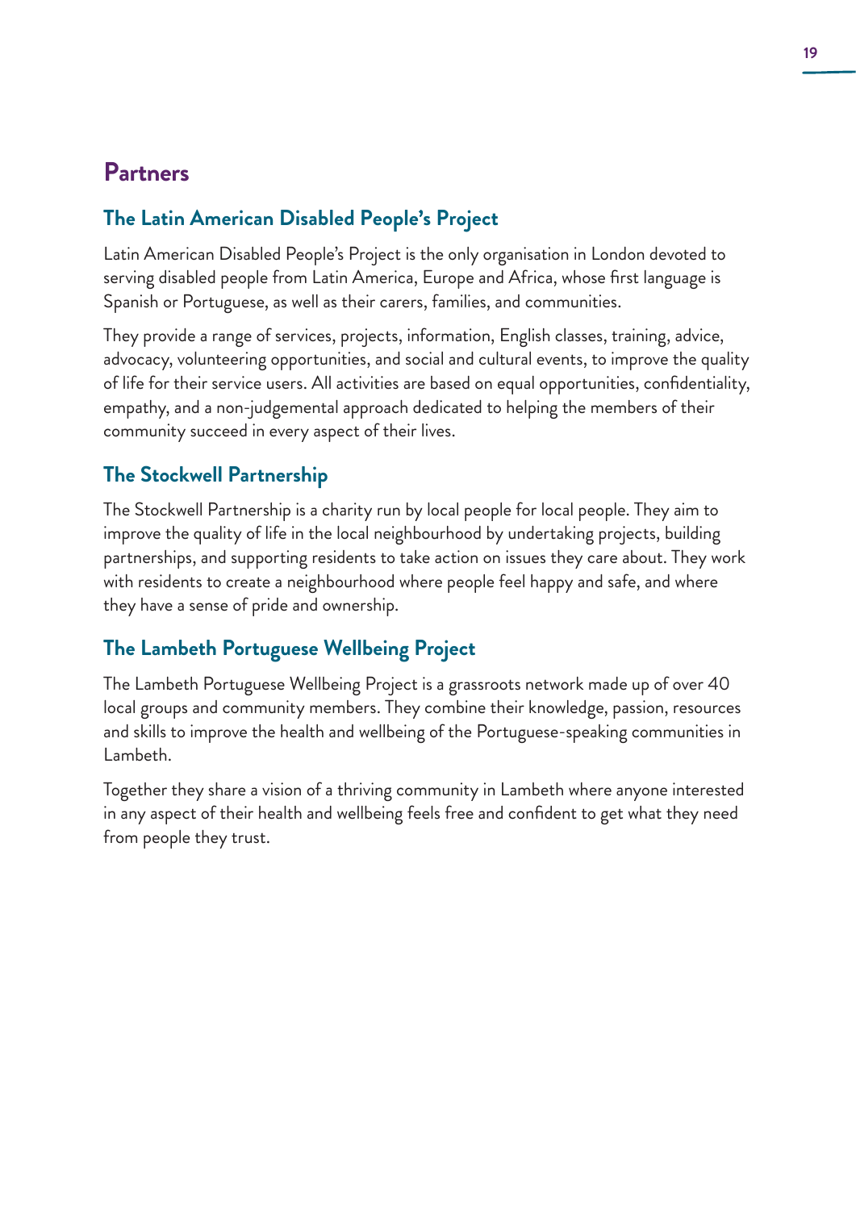## Partners

### The Latin American Disabled People's Project

Latin American Disabled People's Project is the only organisation in London devoted to serving disabled people from Latin America, Europe and Africa, whose first language is Spanish or Portuguese, as well as their carers, families, and communities.

They provide a range of services, projects, information, English classes, training, advice, advocacy, volunteering opportunities, and social and cultural events, to improve the quality of life for their service users. All activities are based on equal opportunities, confidentiality, empathy, and a non-judgemental approach dedicated to helping the members of their community succeed in every aspect of their lives.

### The Stockwell Partnership

The Stockwell Partnership is a charity run by local people for local people. They aim to improve the quality of life in the local neighbourhood by undertaking projects, building partnerships, and supporting residents to take action on issues they care about. They work with residents to create a neighbourhood where people feel happy and safe, and where they have a sense of pride and ownership.

### The Lambeth Portuguese Wellbeing Project

The Lambeth Portuguese Wellbeing Project is a grassroots network made up of over 40 local groups and community members. They combine their knowledge, passion, resources and skills to improve the health and wellbeing of the Portuguese-speaking communities in Lambeth.

Together they share a vision of a thriving community in Lambeth where anyone interested in any aspect of their health and wellbeing feels free and confident to get what they need from people they trust.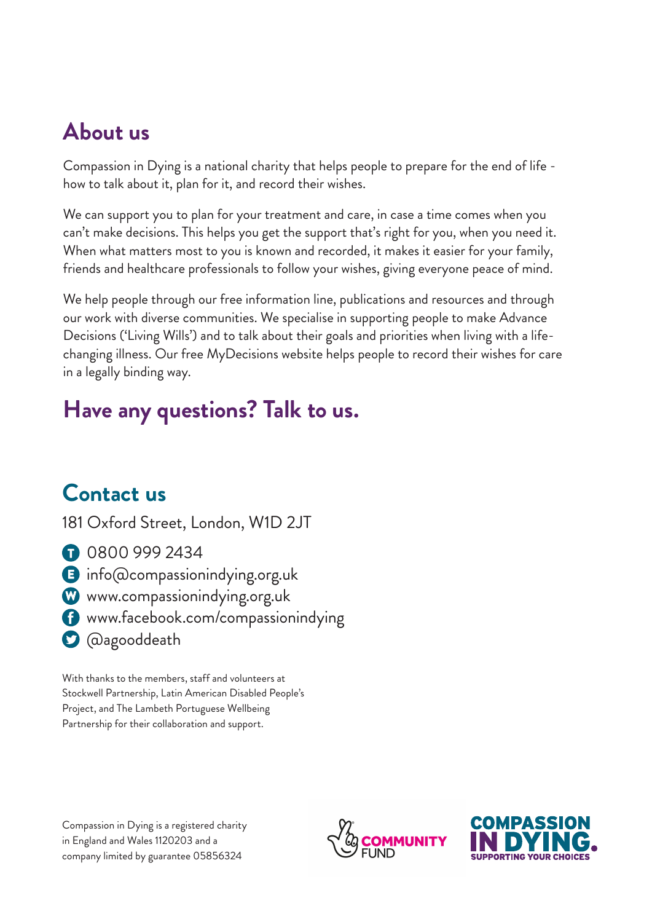## About us

Compassion in Dying is a national charity that helps people to prepare for the end of life - how to talk about it, plan for it, and record their wishes.

We can support you to plan for your treatment and care, in case a time comes when you can't make decisions. This helps you get the support that's right for you, when you need it. When what matters most to you is known and recorded, it makes it easier for your family, friends and healthcare professionals to follow your wishes, giving everyone peace of mind.

We help people through our free information line, publications and resources and through our work with diverse communities. We specialise in supporting people to make Advance Decisions ('Living Wills') and to talk about their goals and priorities when living with a life-changing illness. Our free MyDecisions website helps people to record their wishes for care in a legally binding way.

## Have any questions? Talk to us.

## Contact us

181 Oxford Street, London, W1D 2JT

- T 0800 999 2434
- E info@compassionindying.org.uk
- W www.compassionindying.org.uk
- www.facebook.com/compassionindying
- @agooddeath

With thanks to the members, staff and volunteers at Stockwell Partnership, Latin American Disabled People's Project, and The Lambeth Portuguese Wellbeing Partnership for their collaboration and support.

Compassion in Dying is a registered charity in England and Wales 1120203 and a company limited by guarantee 05856324

COMMUNITY FUND

COMPASSION IN DYING. SUPPORTING YOUR CHOICES